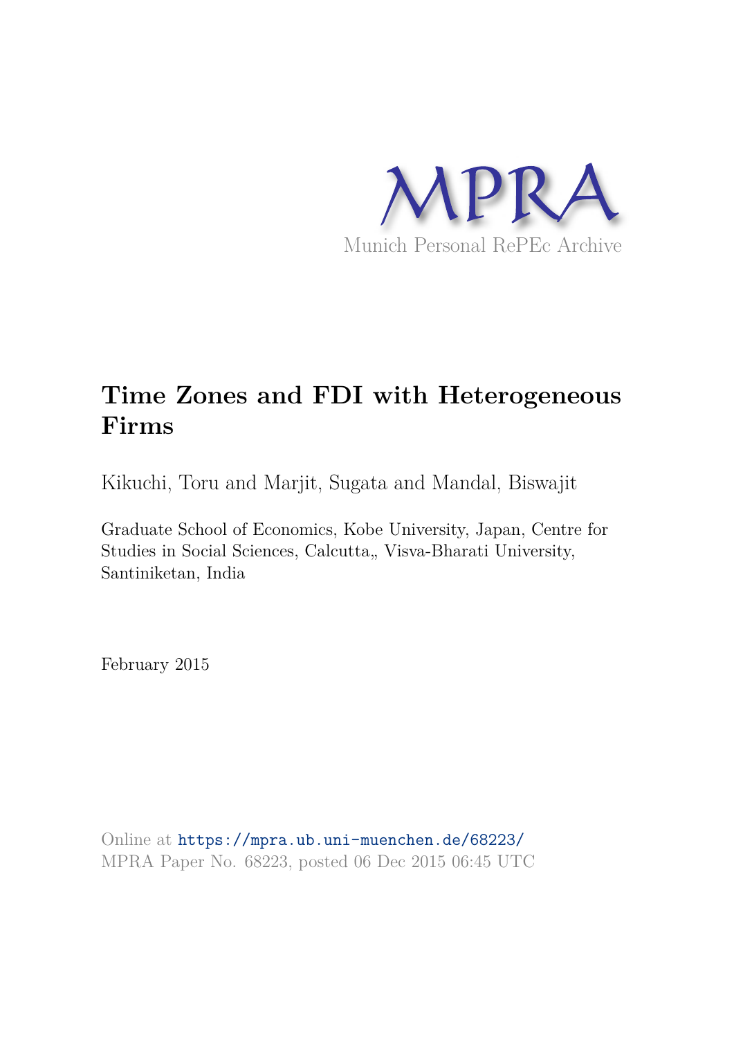MPRA

Munich Personal RePEc Archive

# Time Zones and FDI with Heterogeneous Firms

Kikuchi, Toru and Marjit, Sugata and Mandal, Biswajit

Graduate School of Economics, Kobe University, Japan, Centre for Studies in Social Sciences, Calcutta,, Visva-Bharati University, Santiniketan, India

February 2015

Online at https://mpra.ub.uni-muenchen.de/68223/
MPRA Paper No. 68223, posted 06 Dec 2015 06:45 UTC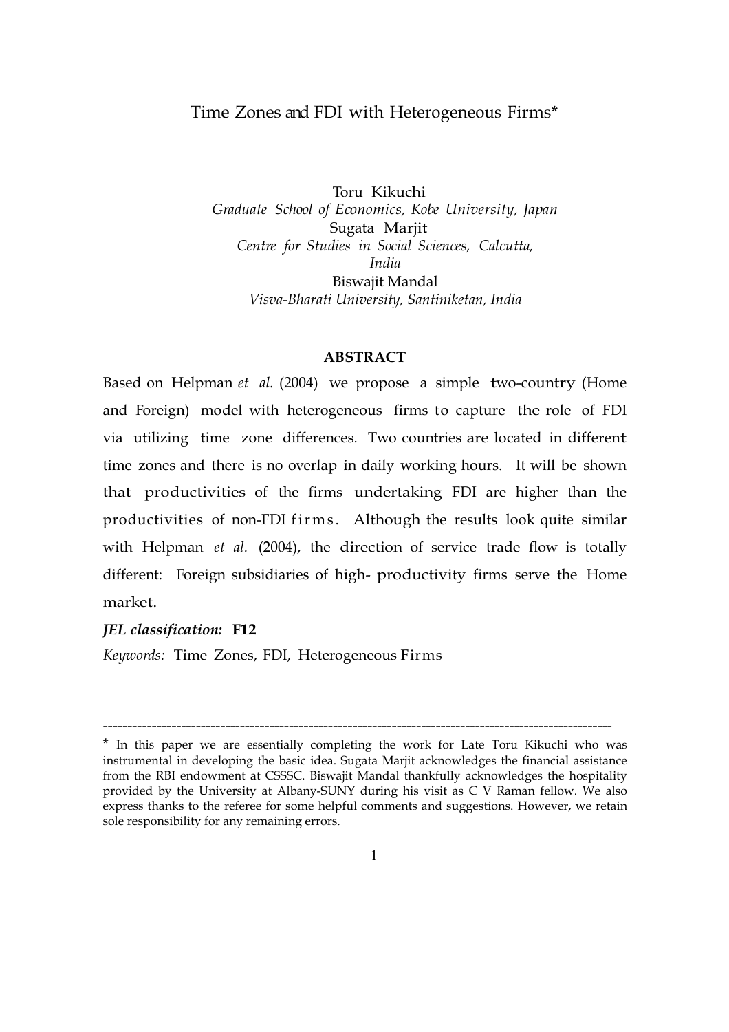# Time Zones and FDI with Heterogeneous Firms*

Toru Kikuchi
*Graduate School of Economics, Kobe University, Japan*
Sugata Marjit
*Centre for Studies in Social Sciences, Calcutta, India*
Biswajit Mandal
*Visva-Bharati University, Santiniketan, India*

## ABSTRACT

Based on Helpman *et al.* (2004) we propose a simple two-country (Home and Foreign) model with heterogeneous firms to capture the role of FDI via utilizing time zone differences. Two countries are located in different time zones and there is no overlap in daily working hours. It will be shown that productivities of the firms undertaking FDI are higher than the productivities of non-FDI firms. Although the results look quite similar with Helpman *et al.* (2004), the direction of service trade flow is totally different: Foreign subsidiaries of high- productivity firms serve the Home market.

***JEL classification:*** **F12**

*Keywords:* Time Zones, FDI, Heterogeneous Firms

---

\* In this paper we are essentially completing the work for Late Toru Kikuchi who was instrumental in developing the basic idea. Sugata Marjit acknowledges the financial assistance from the RBI endowment at CSSSC. Biswajit Mandal thankfully acknowledges the hospitality provided by the University at Albany-SUNY during his visit as C V Raman fellow. We also express thanks to the referee for some helpful comments and suggestions. However, we retain sole responsibility for any remaining errors.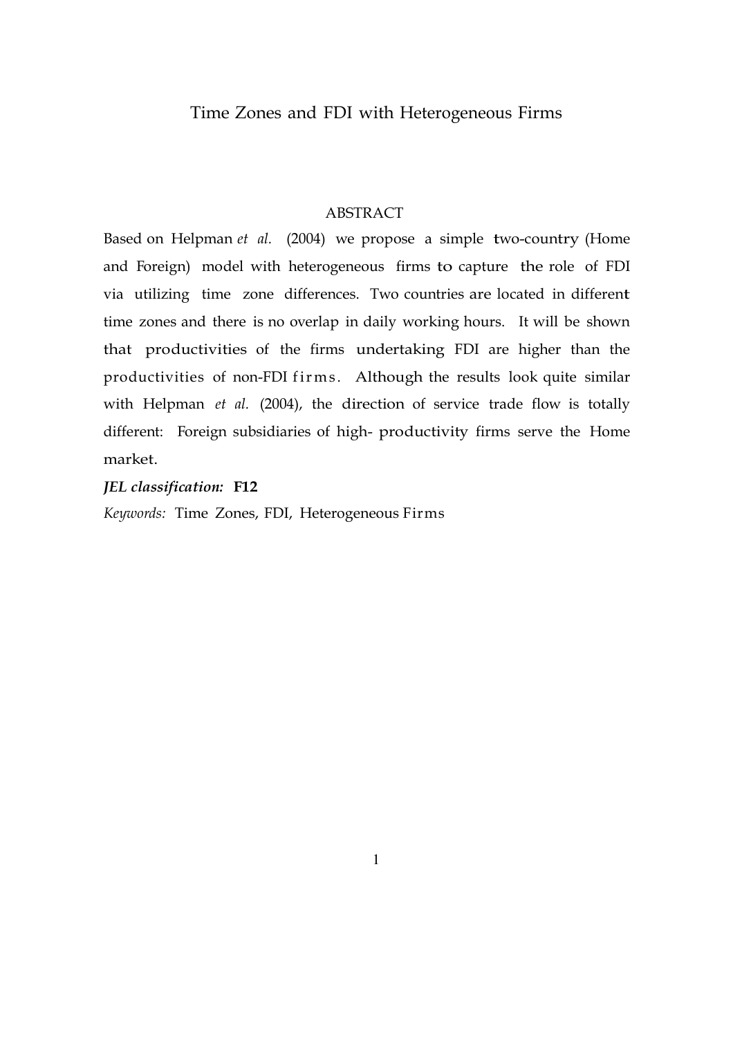# Time Zones and FDI with Heterogeneous Firms

## ABSTRACT

Based on Helpman *et al.* (2004) we propose a simple two-country (Home and Foreign) model with heterogeneous firms to capture the role of FDI via utilizing time zone differences. Two countries are located in different time zones and there is no overlap in daily working hours. It will be shown that productivities of the firms undertaking FDI are higher than the productivities of non-FDI firms. Although the results look quite similar with Helpman *et al.* (2004), the direction of service trade flow is totally different: Foreign subsidiaries of high- productivity firms serve the Home market.

***JEL classification:*** **F12**

*Keywords:* Time Zones, FDI, Heterogeneous Firms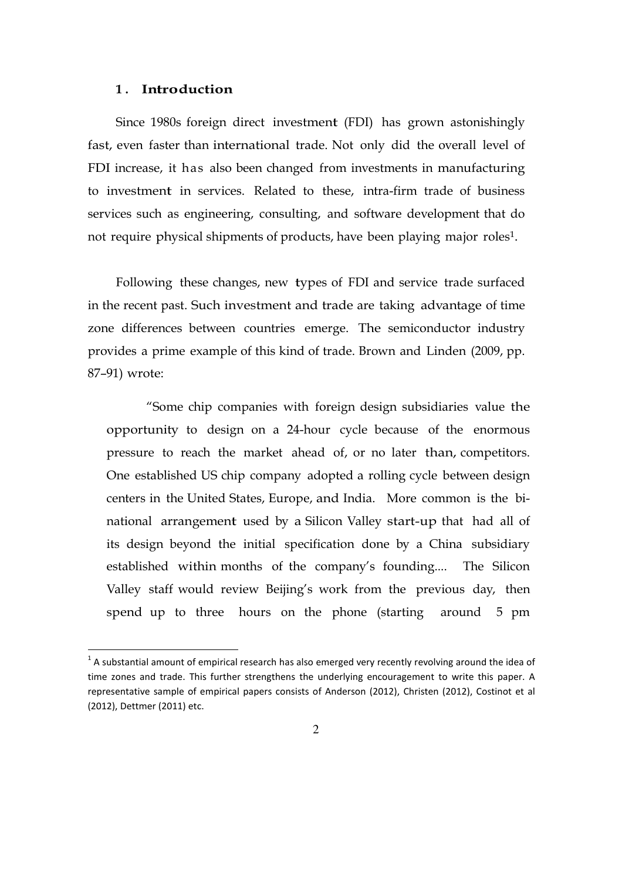## 1. Introduction

Since 1980s foreign direct investment (FDI) has grown astonishingly fast, even faster than international trade. Not only did the overall level of FDI increase, it has also been changed from investments in manufacturing to investment in services. Related to these, intra-firm trade of business services such as engineering, consulting, and software development that do not require physical shipments of products, have been playing major roles[1].

Following these changes, new types of FDI and service trade surfaced in the recent past. Such investment and trade are taking advantage of time zone differences between countries emerge. The semiconductor industry provides a prime example of this kind of trade. Brown and Linden (2009, pp. 87–91) wrote:

> "Some chip companies with foreign design subsidiaries value the opportunity to design on a 24-hour cycle because of the enormous pressure to reach the market ahead of, or no later than, competitors. One established US chip company adopted a rolling cycle between design centers in the United States, Europe, and India. More common is the bi-national arrangement used by a Silicon Valley start-up that had all of its design beyond the initial specification done by a China subsidiary established within months of the company's founding.... The Silicon Valley staff would review Beijing's work from the previous day, then spend up to three hours on the phone (starting around 5 pm

[1] A substantial amount of empirical research has also emerged very recently revolving around the idea of time zones and trade. This further strengthens the underlying encouragement to write this paper. A representative sample of empirical papers consists of Anderson (2012), Christen (2012), Costinot et al (2012), Dettmer (2011) etc.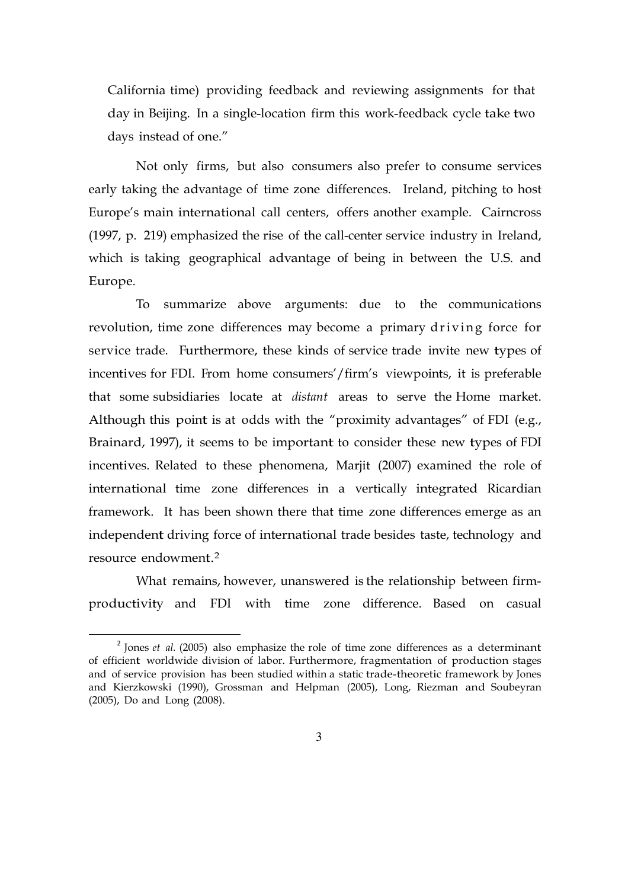California time) providing feedback and reviewing assignments for that day in Beijing. In a single-location firm this work-feedback cycle take two days instead of one."

Not only firms, but also consumers also prefer to consume services early taking the advantage of time zone differences. Ireland, pitching to host Europe's main international call centers, offers another example. Cairncross (1997, p. 219) emphasized the rise of the call-center service industry in Ireland, which is taking geographical advantage of being in between the U.S. and Europe.

To summarize above arguments: due to the communications revolution, time zone differences may become a primary driving force for service trade. Furthermore, these kinds of service trade invite new types of incentives for FDI. From home consumers'/firm's viewpoints, it is preferable that some subsidiaries locate at *distant* areas to serve the Home market. Although this point is at odds with the "proximity advantages" of FDI (e.g., Brainard, 1997), it seems to be important to consider these new types of FDI incentives. Related to these phenomena, Marjit (2007) examined the role of international time zone differences in a vertically integrated Ricardian framework. It has been shown there that time zone differences emerge as an independent driving force of international trade besides taste, technology and resource endowment.[2]

What remains, however, unanswered is the relationship between firm-productivity and FDI with time zone difference. Based on casual

[2] Jones *et al.* (2005) also emphasize the role of time zone differences as a determinant of efficient worldwide division of labor. Furthermore, fragmentation of production stages and of service provision has been studied within a static trade-theoretic framework by Jones and Kierzkowski (1990), Grossman and Helpman (2005), Long, Riezman and Soubeyran (2005), Do and Long (2008).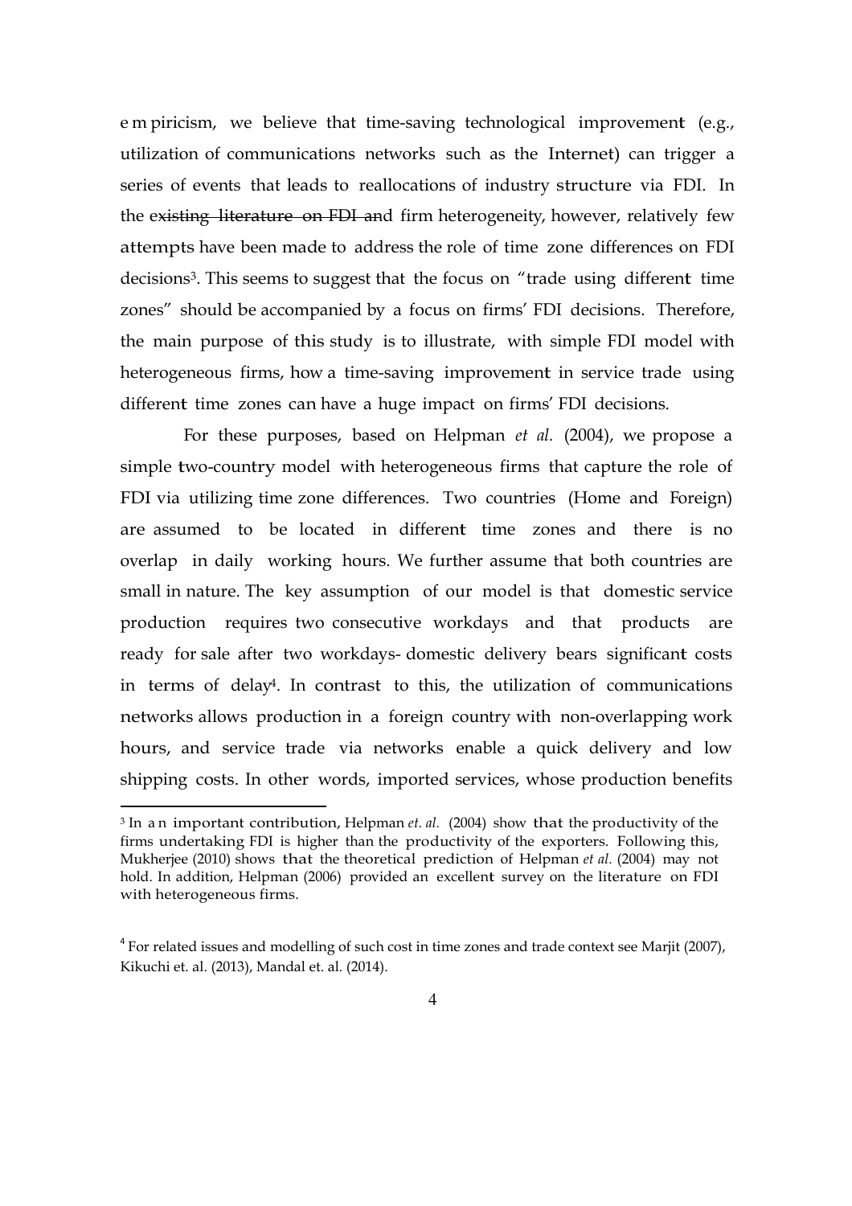empiricism, we believe that time-saving technological improvement (e.g., utilization of communications networks such as the Internet) can trigger a series of events that leads to reallocations of industry structure via FDI. In the existing literature on FDI and firm heterogeneity, however, relatively few attempts have been made to address the role of time zone differences on FDI decisions[3]. This seems to suggest that the focus on "trade using different time zones" should be accompanied by a focus on firms' FDI decisions. Therefore, the main purpose of this study is to illustrate, with simple FDI model with heterogeneous firms, how a time-saving improvement in service trade using different time zones can have a huge impact on firms' FDI decisions.

For these purposes, based on Helpman *et al.* (2004), we propose a simple two-country model with heterogeneous firms that capture the role of FDI via utilizing time zone differences. Two countries (Home and Foreign) are assumed to be located in different time zones and there is no overlap in daily working hours. We further assume that both countries are small in nature. The key assumption of our model is that domestic service production requires two consecutive workdays and that products are ready for sale after two workdays- domestic delivery bears significant costs in terms of delay[4]. In contrast to this, the utilization of communications networks allows production in a foreign country with non-overlapping work hours, and service trade via networks enable a quick delivery and low shipping costs. In other words, imported services, whose production benefits

---

[3] In an important contribution, Helpman *et. al.* (2004) show that the productivity of the firms undertaking FDI is higher than the productivity of the exporters. Following this, Mukherjee (2010) shows that the theoretical prediction of Helpman *et al.* (2004) may not hold. In addition, Helpman (2006) provided an excellent survey on the literature on FDI with heterogeneous firms.

[4] For related issues and modelling of such cost in time zones and trade context see Marjit (2007), Kikuchi et. al. (2013), Mandal et. al. (2014).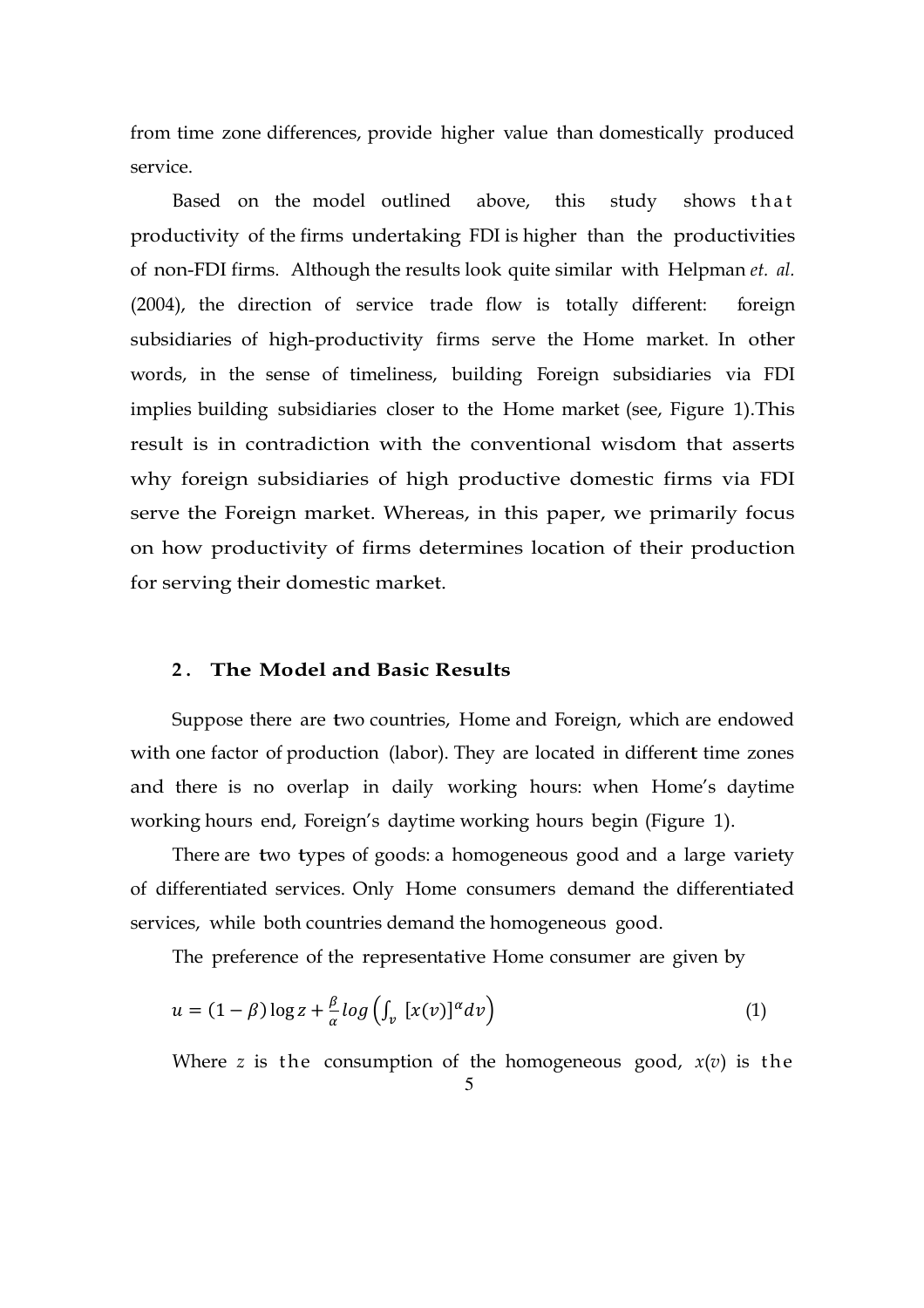from time zone differences, provide higher value than domestically produced service.

Based on the model outlined above, this study shows that productivity of the firms undertaking FDI is higher than the productivities of non-FDI firms. Although the results look quite similar with Helpman *et. al.* (2004), the direction of service trade flow is totally different: foreign subsidiaries of high-productivity firms serve the Home market. In other words, in the sense of timeliness, building Foreign subsidiaries via FDI implies building subsidiaries closer to the Home market (see, Figure 1).This result is in contradiction with the conventional wisdom that asserts why foreign subsidiaries of high productive domestic firms via FDI serve the Foreign market. Whereas, in this paper, we primarily focus on how productivity of firms determines location of their production for serving their domestic market.

## 2. The Model and Basic Results

Suppose there are two countries, Home and Foreign, which are endowed with one factor of production (labor). They are located in different time zones and there is no overlap in daily working hours: when Home's daytime working hours end, Foreign's daytime working hours begin (Figure 1).

There are two types of goods: a homogeneous good and a large variety of differentiated services. Only Home consumers demand the differentiated services, while both countries demand the homogeneous good.

The preference of the representative Home consumer are given by

$$u = (1-\beta)\log z + \frac{\beta}{\alpha} log\left(\int_{v} [x(v)]^{\alpha} dv\right) \tag{1}$$

Where $z$ is the consumption of the homogeneous good, $x(v)$ is the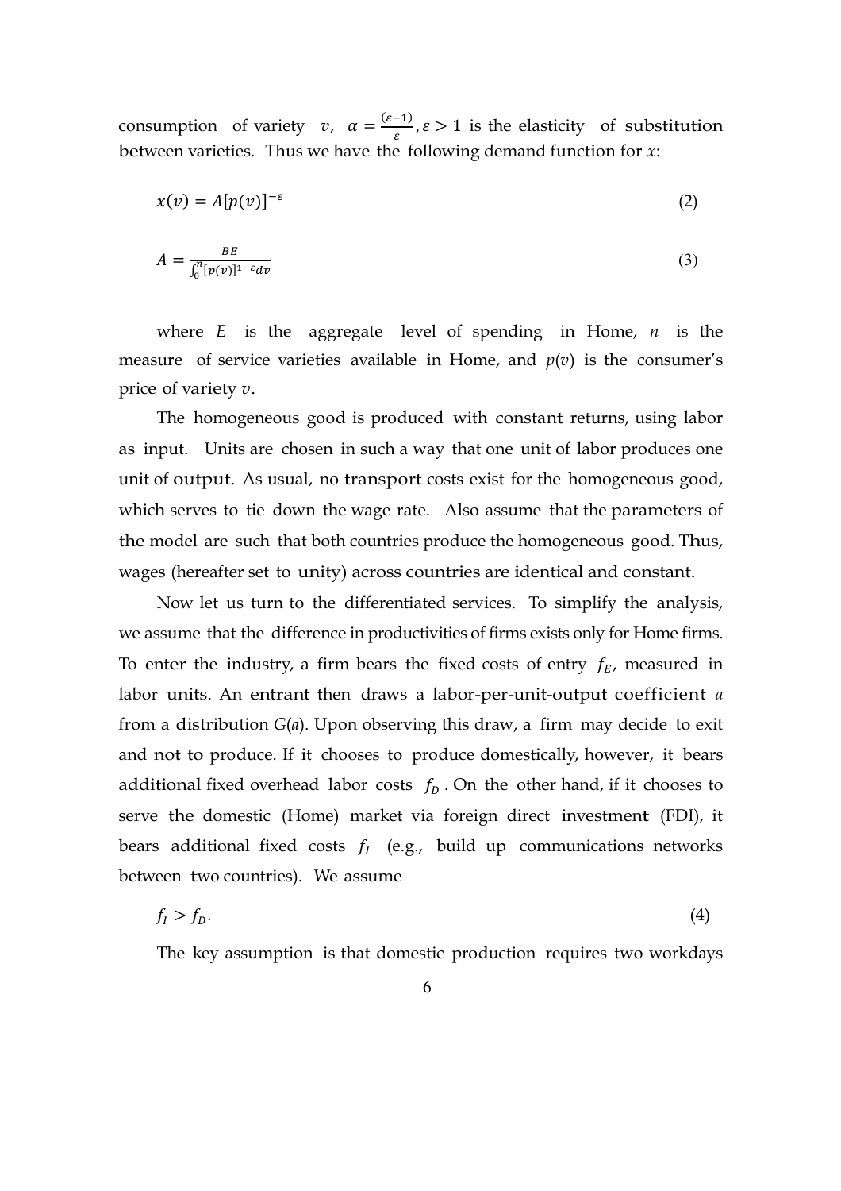consumption of variety $v$, $\alpha = \frac{(\varepsilon-1)}{\varepsilon}, \varepsilon > 1$ is the elasticity of substitution between varieties. Thus we have the following demand function for $x$:

$$x(v) = A[p(v)]^{-\varepsilon} \tag{2}$$

$$A = \frac{BE}{\int_0^n [p(v)]^{1-\varepsilon} dv} \tag{3}$$

where $E$ is the aggregate level of spending in Home, $n$ is the measure of service varieties available in Home, and $p(v)$ is the consumer's price of variety $v$.

The homogeneous good is produced with constant returns, using labor as input. Units are chosen in such a way that one unit of labor produces one unit of output. As usual, no transport costs exist for the homogeneous good, which serves to tie down the wage rate. Also assume that the parameters of the model are such that both countries produce the homogeneous good. Thus, wages (hereafter set to unity) across countries are identical and constant.

Now let us turn to the differentiated services. To simplify the analysis, we assume that the difference in productivities of firms exists only for Home firms. To enter the industry, a firm bears the fixed costs of entry $f_E$, measured in labor units. An entrant then draws a labor-per-unit-output coefficient $a$ from a distribution $G(a)$. Upon observing this draw, a firm may decide to exit and not to produce. If it chooses to produce domestically, however, it bears additional fixed overhead labor costs $f_D$. On the other hand, if it chooses to serve the domestic (Home) market via foreign direct investment (FDI), it bears additional fixed costs $f_I$ (e.g., build up communications networks between two countries). We assume

$$f_I > f_D. \tag{4}$$

The key assumption is that domestic production requires two workdays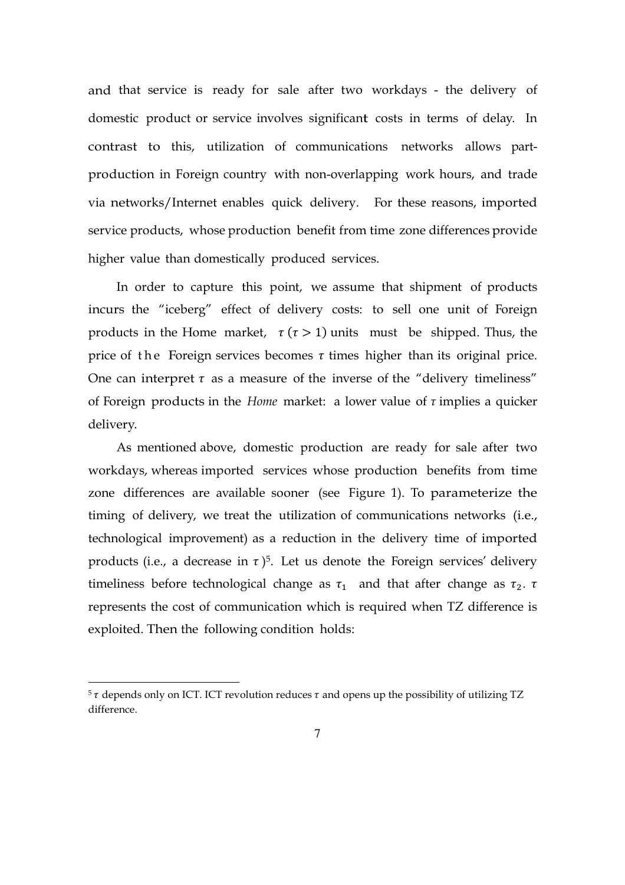and that service is ready for sale after two workdays - the delivery of domestic product or service involves significant costs in terms of delay. In contrast to this, utilization of communications networks allows part-production in Foreign country with non-overlapping work hours, and trade via networks/Internet enables quick delivery. For these reasons, imported service products, whose production benefit from time zone differences provide higher value than domestically produced services.

In order to capture this point, we assume that shipment of products incurs the "iceberg" effect of delivery costs: to sell one unit of Foreign products in the Home market, $\tau$ ($\tau > 1$) units must be shipped. Thus, the price of the Foreign services becomes $\tau$ times higher than its original price. One can interpret $\tau$ as a measure of the inverse of the "delivery timeliness" of Foreign products in the *Home* market: a lower value of $\tau$ implies a quicker delivery.

As mentioned above, domestic production are ready for sale after two workdays, whereas imported services whose production benefits from time zone differences are available sooner (see Figure 1). To parameterize the timing of delivery, we treat the utilization of communications networks (i.e., technological improvement) as a reduction in the delivery time of imported products (i.e., a decrease in $\tau$)[5]. Let us denote the Foreign services' delivery timeliness before technological change as $\tau_1$ and that after change as $\tau_2$. $\tau$ represents the cost of communication which is required when TZ difference is exploited. Then the following condition holds:

---

[5] $\tau$ depends only on ICT. ICT revolution reduces $\tau$ and opens up the possibility of utilizing TZ difference.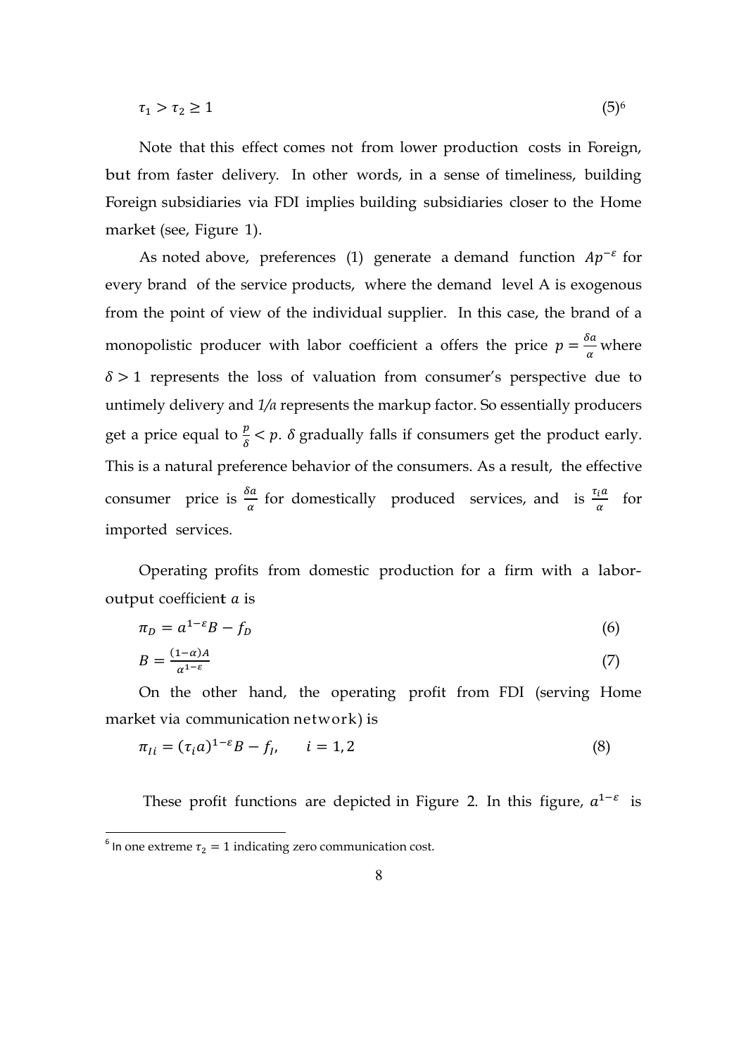$$\tau_1 > \tau_2 \geq 1 \tag{5}$$[6]

Note that this effect comes not from lower production costs in Foreign, but from faster delivery. In other words, in a sense of timeliness, building Foreign subsidiaries via FDI implies building subsidiaries closer to the Home market (see, Figure 1).

As noted above, preferences (1) generate a demand function $Ap^{-\varepsilon}$ for every brand of the service products, where the demand level A is exogenous from the point of view of the individual supplier. In this case, the brand of a monopolistic producer with labor coefficient a offers the price $p = \frac{\delta a}{\alpha}$ where $\delta > 1$ represents the loss of valuation from consumer's perspective due to untimely delivery and *1/α* represents the markup factor. So essentially producers get a price equal to $\frac{p}{\delta} < p$. $\delta$ gradually falls if consumers get the product early. This is a natural preference behavior of the consumers. As a result, the effective consumer price is $\frac{\delta a}{\alpha}$ for domestically produced services, and is $\frac{\tau_i a}{\alpha}$ for imported services.

Operating profits from domestic production for a firm with a labor-output coefficient $a$ is

$$\pi_D = a^{1-\varepsilon}B - f_D \tag{6}$$

$$B = \frac{(1-\alpha)A}{\alpha^{1-\varepsilon}} \tag{7}$$

On the other hand, the operating profit from FDI (serving Home market via communication network) is

$$\pi_{Ii} = (\tau_i a)^{1-\varepsilon}B - f_I, \qquad i = 1, 2 \tag{8}$$

These profit functions are depicted in Figure 2. In this figure, $a^{1-\varepsilon}$ is

[6] In one extreme $\tau_2 = 1$ indicating zero communication cost.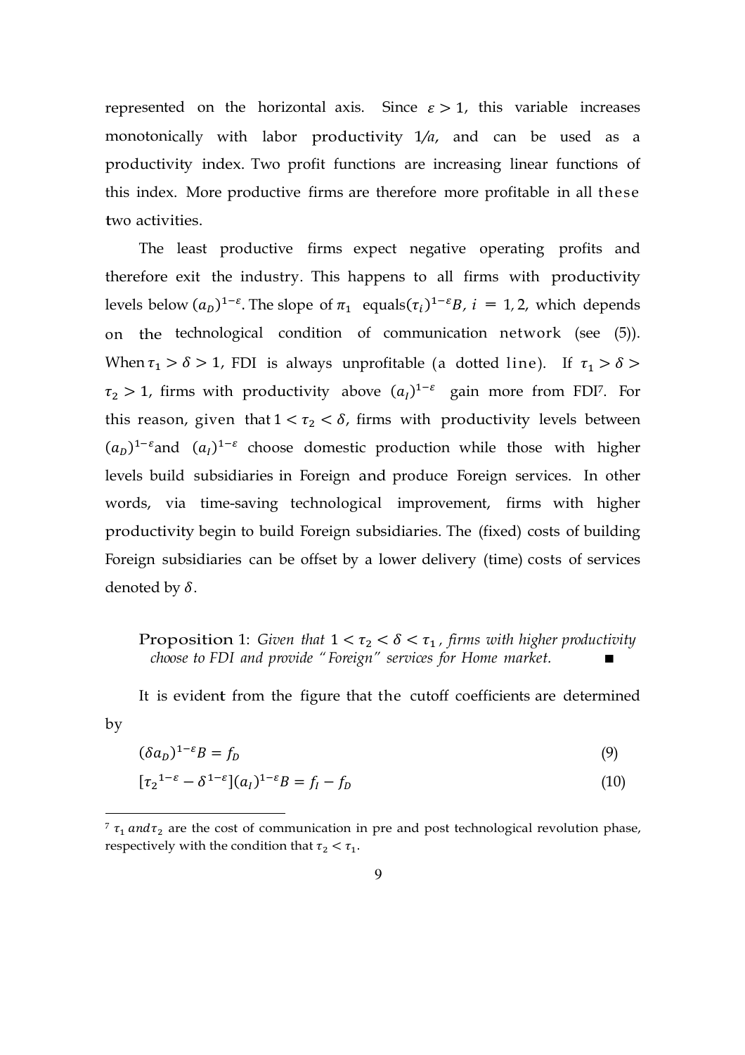represented on the horizontal axis. Since $\varepsilon > 1$, this variable increases monotonically with labor productivity $1/a$, and can be used as a productivity index. Two profit functions are increasing linear functions of this index. More productive firms are therefore more profitable in all these two activities.

The least productive firms expect negative operating profits and therefore exit the industry. This happens to all firms with productivity levels below $(a_D)^{1-\varepsilon}$. The slope of $\pi_1$ equals$(\tau_i)^{1-\varepsilon}B$, $i = 1, 2$, which depends on the technological condition of communication network (see (5)). When $\tau_1 > \delta > 1$, FDI is always unprofitable (a dotted line). If $\tau_1 > \delta > \tau_2 > 1$, firms with productivity above $(a_I)^{1-\varepsilon}$ gain more from FDI[7]. For this reason, given that $1 < \tau_2 < \delta$, firms with productivity levels between $(a_D)^{1-\varepsilon}$and $(a_I)^{1-\varepsilon}$ choose domestic production while those with higher levels build subsidiaries in Foreign and produce Foreign services. In other words, via time-saving technological improvement, firms with higher productivity begin to build Foreign subsidiaries. The (fixed) costs of building Foreign subsidiaries can be offset by a lower delivery (time) costs of services denoted by $\delta$.

**Proposition 1**: *Given that $1 < \tau_2 < \delta < \tau_1$, firms with higher productivity choose to FDI and provide "Foreign" services for Home market.* ■

It is evident from the figure that the cutoff coefficients are determined by

$$(\delta a_D)^{1-\varepsilon}B = f_D \tag{9}$$

$$[\tau_2{}^{1-\varepsilon} - \delta^{1-\varepsilon}](a_I)^{1-\varepsilon}B = f_I - f_D \tag{10}$$

[7] $\tau_1$ and $\tau_2$ are the cost of communication in pre and post technological revolution phase, respectively with the condition that $\tau_2 < \tau_1$.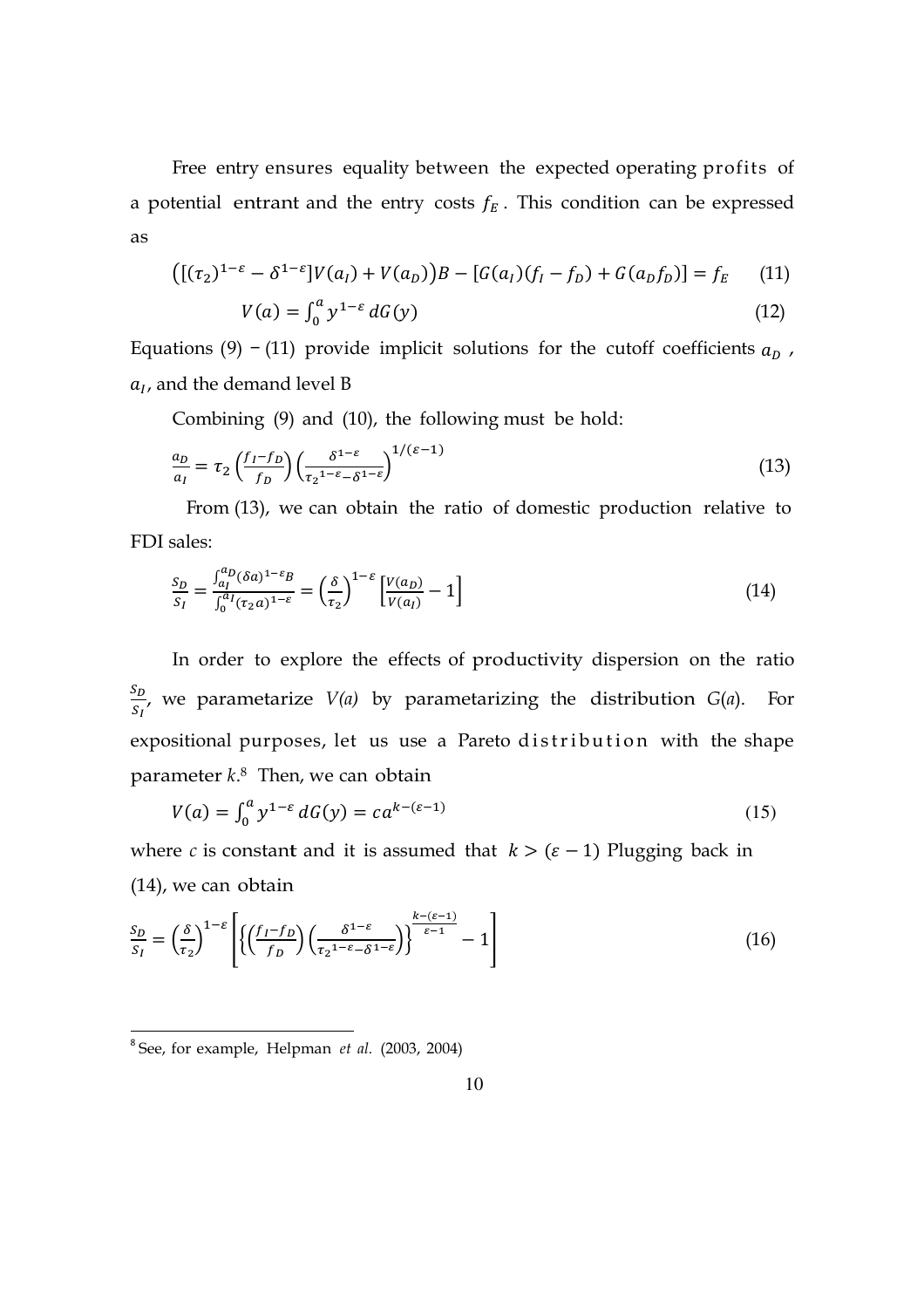Free entry ensures equality between the expected operating profits of a potential entrant and the entry costs $f_E$. This condition can be expressed as

$$\left([(\tau_2)^{1-\varepsilon} - \delta^{1-\varepsilon}]V(a_I) + V(a_D)\right)B - [G(a_I)(f_I - f_D) + G(a_D f_D)] = f_E \qquad (11)$$

$$V(a) = \int_0^a y^{1-\varepsilon}\, dG(y) \qquad (12)$$

Equations (9) – (11) provide implicit solutions for the cutoff coefficients $a_D$, $a_I$, and the demand level B

Combining (9) and (10), the following must be hold:

$$\frac{a_D}{a_I} = \tau_2 \left(\frac{f_I - f_D}{f_D}\right)\left(\frac{\delta^{1-\varepsilon}}{{\tau_2}^{1-\varepsilon} - \delta^{1-\varepsilon}}\right)^{1/(\varepsilon-1)} \qquad (13)$$

From (13), we can obtain the ratio of domestic production relative to FDI sales:

$$\frac{S_D}{S_I} = \frac{\int_{a_I}^{a_D} (\delta a)^{1-\varepsilon} B}{\int_0^{a_I} (\tau_2 a)^{1-\varepsilon}} = \left(\frac{\delta}{\tau_2}\right)^{1-\varepsilon}\left[\frac{V(a_D)}{V(a_I)} - 1\right] \qquad (14)$$

In order to explore the effects of productivity dispersion on the ratio $\frac{S_D}{S_I}$, we parametarize *V(a)* by parametarizing the distribution *G*(*a*). For expositional purposes, let us use a Pareto distribution with the shape parameter *k*.[8] Then, we can obtain

$$V(a) = \int_0^a y^{1-\varepsilon}\, dG(y) = c a^{k-(\varepsilon-1)} \qquad (15)$$

where *c* is constant and it is assumed that $k > (\varepsilon - 1)$ Plugging back in (14), we can obtain

$$\frac{S_D}{S_I} = \left(\frac{\delta}{\tau_2}\right)^{1-\varepsilon}\left[\left\{\left(\frac{f_I - f_D}{f_D}\right)\left(\frac{\delta^{1-\varepsilon}}{{\tau_2}^{1-\varepsilon} - \delta^{1-\varepsilon}}\right)\right\}^{\frac{k-(\varepsilon-1)}{\varepsilon-1}} - 1\right] \qquad (16)$$

---

[8] See, for example, Helpman *et al.* (2003, 2004)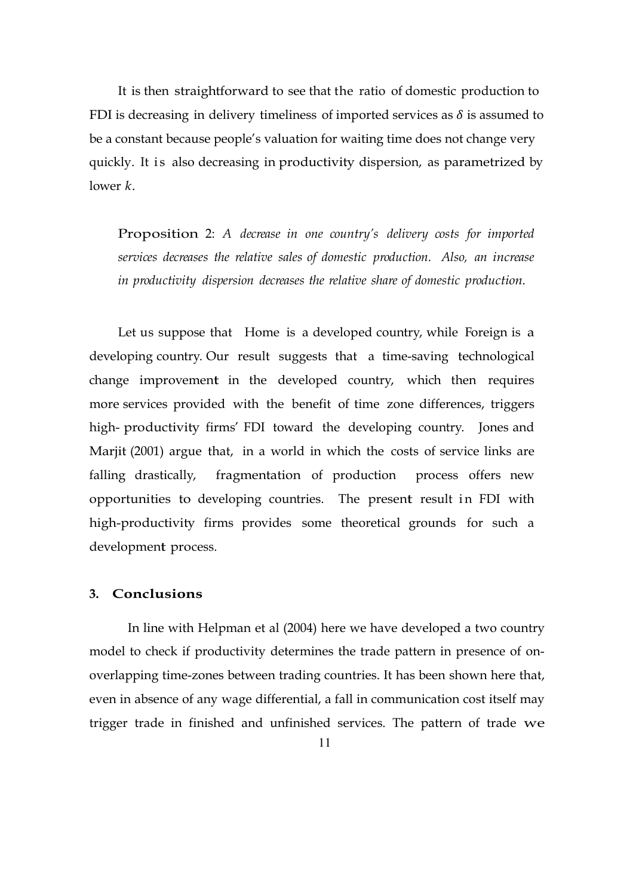It is then straightforward to see that the ratio of domestic production to FDI is decreasing in delivery timeliness of imported services as $\delta$ is assumed to be a constant because people's valuation for waiting time does not change very quickly. It is also decreasing in productivity dispersion, as parametrized by lower $k$.

> Proposition 2: *A decrease in one country's delivery costs for imported services decreases the relative sales of domestic production. Also, an increase in productivity dispersion decreases the relative share of domestic production.*

Let us suppose that Home is a developed country, while Foreign is a developing country. Our result suggests that a time-saving technological change improvement in the developed country, which then requires more services provided with the benefit of time zone differences, triggers high- productivity firms' FDI toward the developing country. Jones and Marjit (2001) argue that, in a world in which the costs of service links are falling drastically, fragmentation of production process offers new opportunities to developing countries. The present result in FDI with high-productivity firms provides some theoretical grounds for such a development process.

## 3. Conclusions

In line with Helpman et al (2004) here we have developed a two country model to check if productivity determines the trade pattern in presence of on-overlapping time-zones between trading countries. It has been shown here that, even in absence of any wage differential, a fall in communication cost itself may trigger trade in finished and unfinished services. The pattern of trade we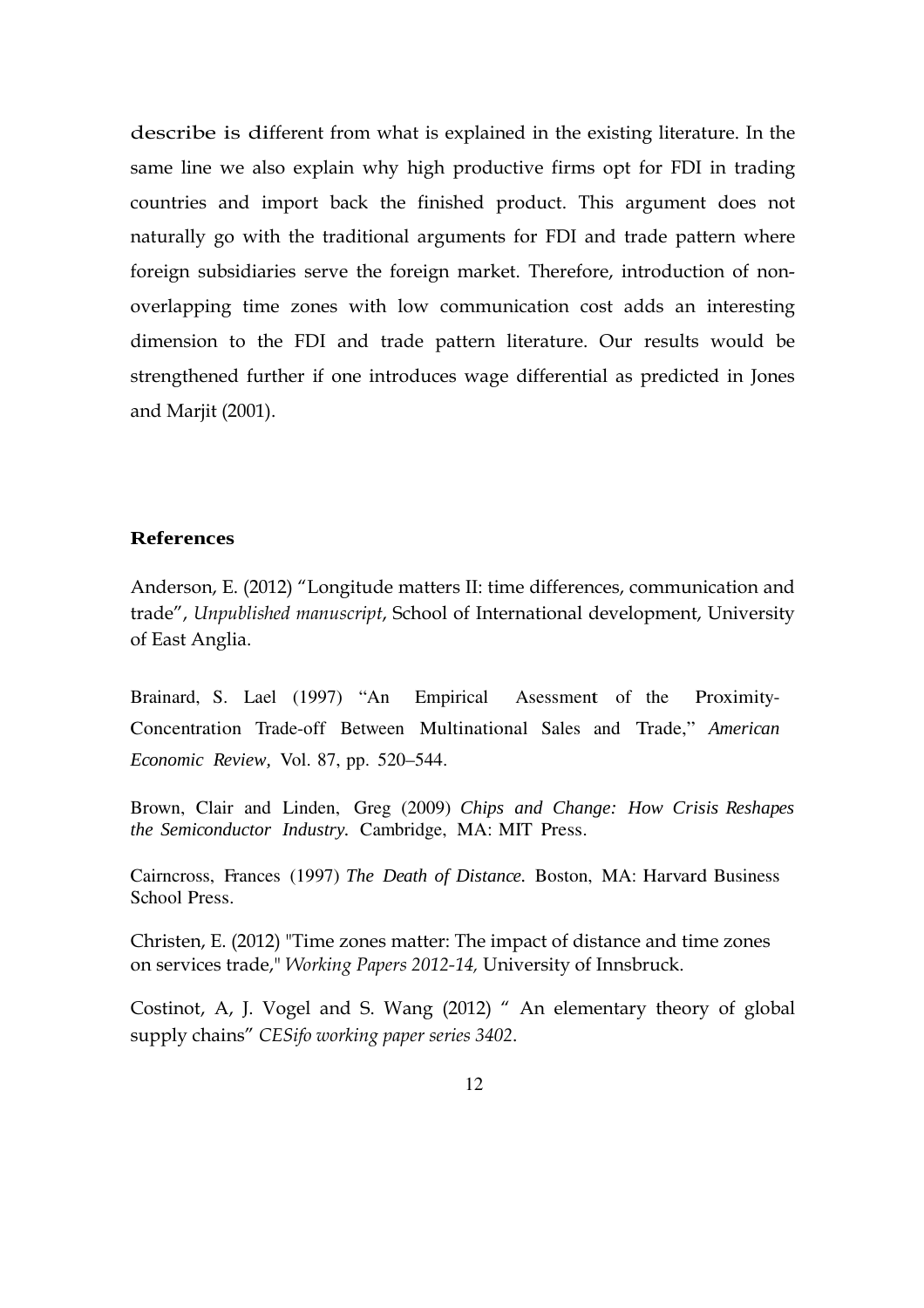describe is different from what is explained in the existing literature. In the same line we also explain why high productive firms opt for FDI in trading countries and import back the finished product. This argument does not naturally go with the traditional arguments for FDI and trade pattern where foreign subsidiaries serve the foreign market. Therefore, introduction of non-overlapping time zones with low communication cost adds an interesting dimension to the FDI and trade pattern literature. Our results would be strengthened further if one introduces wage differential as predicted in Jones and Marjit (2001).

**References**

Anderson, E. (2012) "Longitude matters II: time differences, communication and trade", *Unpublished manuscript*, School of International development, University of East Anglia.

Brainard, S. Lael (1997) "An Empirical Asessment of the Proximity-Concentration Trade-off Between Multinational Sales and Trade," *American Economic Review*, Vol. 87, pp. 520–544.

Brown, Clair and Linden, Greg (2009) *Chips and Change: How Crisis Reshapes the Semiconductor Industry.* Cambridge, MA: MIT Press.

Cairncross, Frances (1997) *The Death of Distance.* Boston, MA: Harvard Business School Press.

Christen, E. (2012) "Time zones matter: The impact of distance and time zones on services trade," *Working Papers 2012-14,* University of Innsbruck.

Costinot, A, J. Vogel and S. Wang (2012) " An elementary theory of global supply chains" *CESifo working paper series 3402*.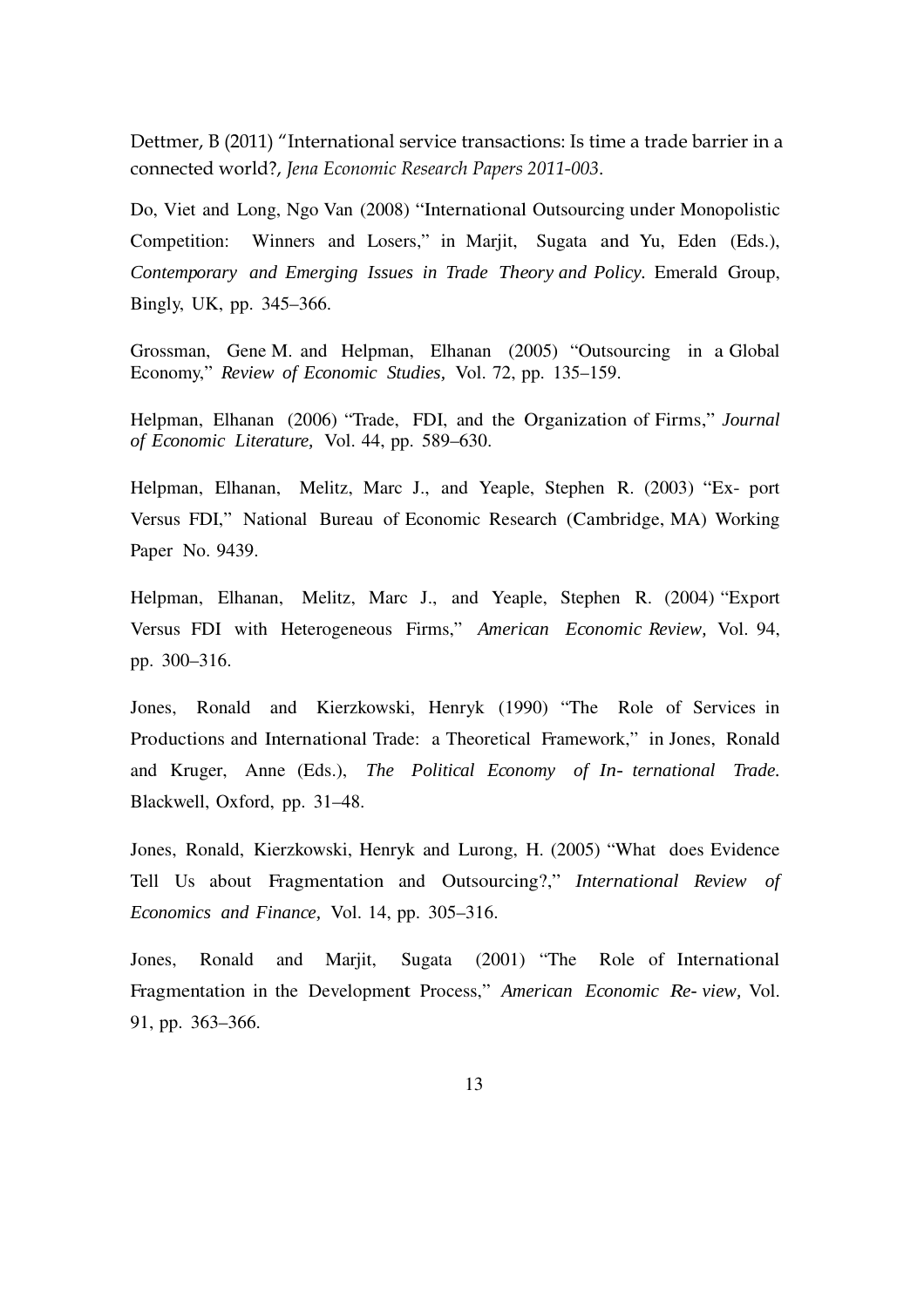Dettmer, B (2011) "International service transactions: Is time a trade barrier in a connected world?, *Jena Economic Research Papers 2011-003*.

Do, Viet and Long, Ngo Van (2008) "International Outsourcing under Monopolistic Competition: Winners and Losers," in Marjit, Sugata and Yu, Eden (Eds.), *Contemporary and Emerging Issues in Trade Theory and Policy*. Emerald Group, Bingly, UK, pp. 345–366.

Grossman, Gene M. and Helpman, Elhanan (2005) "Outsourcing in a Global Economy," *Review of Economic Studies,* Vol. 72, pp. 135–159.

Helpman, Elhanan (2006) "Trade, FDI, and the Organization of Firms," *Journal of Economic Literature,* Vol. 44, pp. 589–630.

Helpman, Elhanan, Melitz, Marc J., and Yeaple, Stephen R. (2003) "Ex- port Versus FDI," National Bureau of Economic Research (Cambridge, MA) Working Paper No. 9439.

Helpman, Elhanan, Melitz, Marc J., and Yeaple, Stephen R. (2004) "Export Versus FDI with Heterogeneous Firms," *American Economic Review,* Vol. 94, pp. 300–316.

Jones, Ronald and Kierzkowski, Henryk (1990) "The Role of Services in Productions and International Trade: a Theoretical Framework," in Jones, Ronald and Kruger, Anne (Eds.), *The Political Economy of In- ternational Trade.* Blackwell, Oxford, pp. 31–48.

Jones, Ronald, Kierzkowski, Henryk and Lurong, H. (2005) "What does Evidence Tell Us about Fragmentation and Outsourcing?," *International Review of Economics and Finance,* Vol. 14, pp. 305–316.

Jones, Ronald and Marjit, Sugata (2001) "The Role of International Fragmentation in the Development Process," *American Economic Re- view,* Vol. 91, pp. 363–366.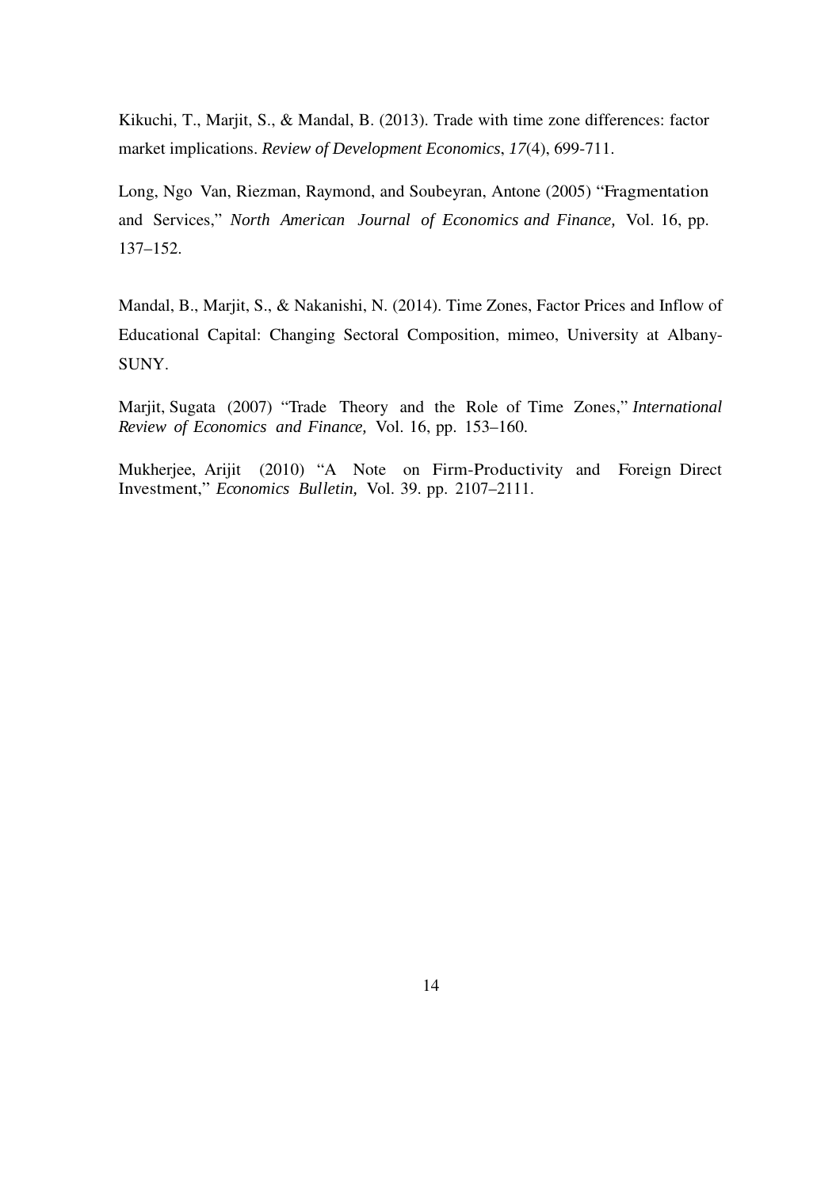Kikuchi, T., Marjit, S., & Mandal, B. (2013). Trade with time zone differences: factor market implications. *Review of Development Economics*, *17*(4), 699-711.

Long, Ngo Van, Riezman, Raymond, and Soubeyran, Antone (2005) "Fragmentation and Services," *North American Journal of Economics and Finance,* Vol. 16, pp. 137–152.

Mandal, B., Marjit, S., & Nakanishi, N. (2014). Time Zones, Factor Prices and Inflow of Educational Capital: Changing Sectoral Composition, mimeo, University at Albany-SUNY.

Marjit, Sugata (2007) "Trade Theory and the Role of Time Zones," *International Review of Economics and Finance,* Vol. 16, pp. 153–160.

Mukherjee, Arijit (2010) "A Note on Firm-Productivity and Foreign Direct Investment," *Economics Bulletin,* Vol. 39. pp. 2107–2111.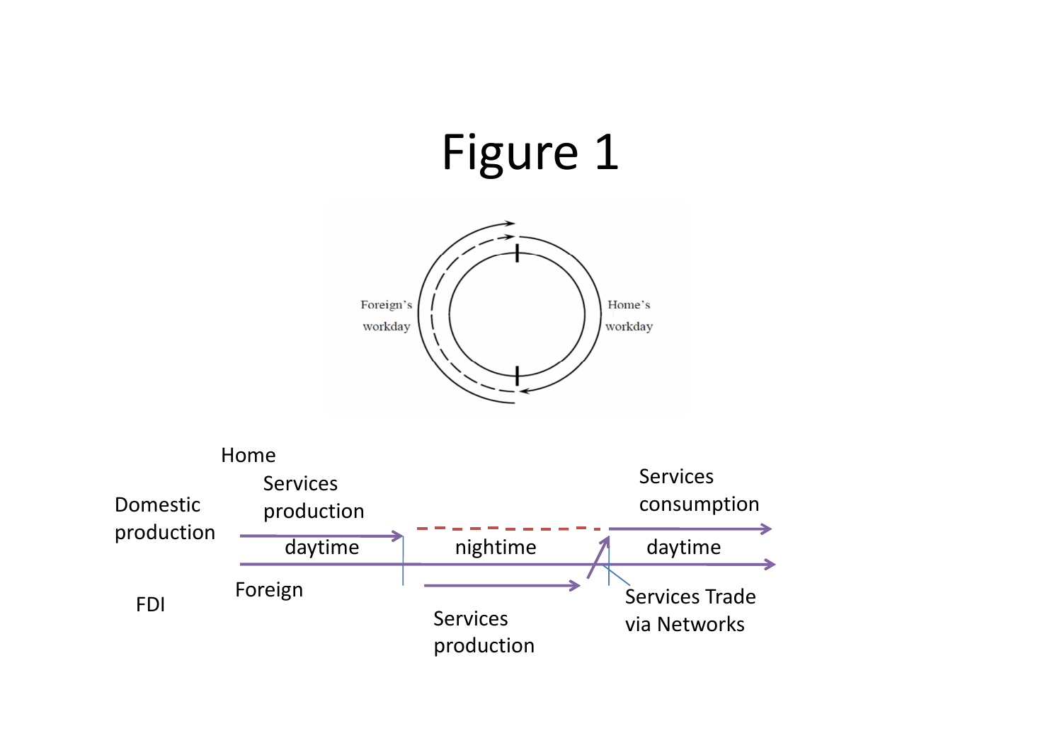# Figure 1

Foreign's workday

Home's workday

Home

Services production

Domestic production

daytime

nightime

Services consumption

daytime

Foreign

FDI

Services production

Services Trade via Networks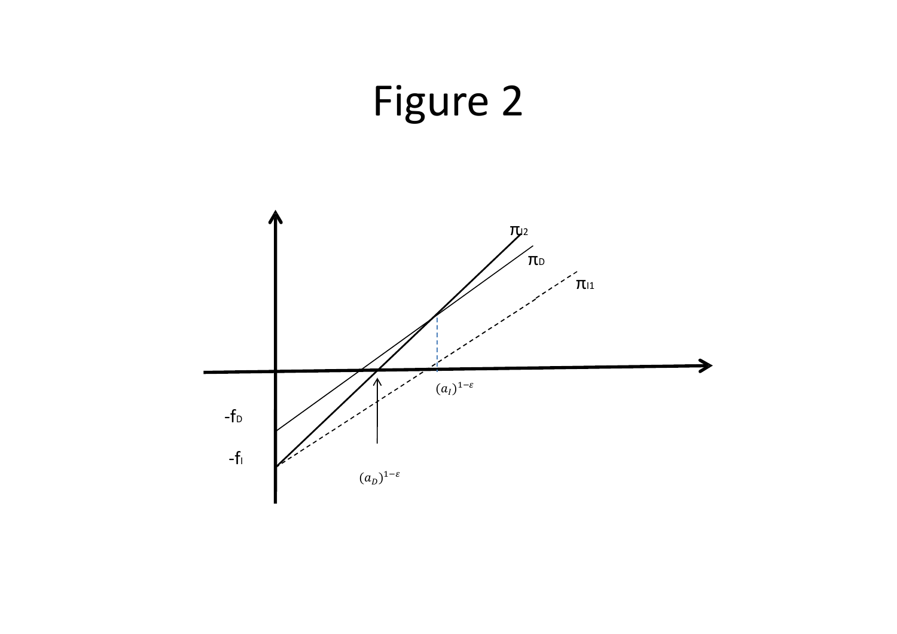# Figure 2

$\pi_{I2}$

$\pi_D$

$\pi_{I1}$

$(a_I)^{1-\varepsilon}$

$-f_D$

$-f_I$

$(a_D)^{1-\varepsilon}$